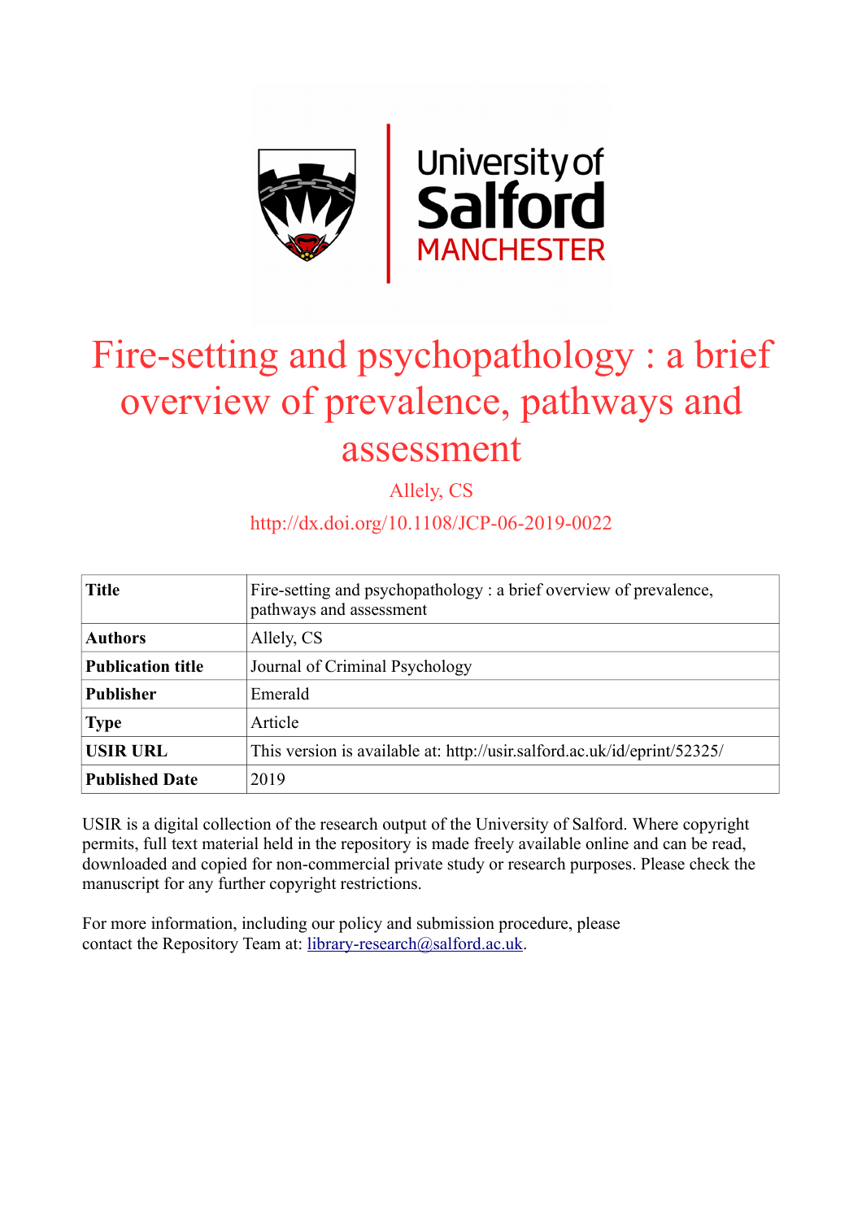# Fire-setting and psychopathology : a brief overview of prevalence, pathways and assessment

Allely, CS

http://dx.doi.org/10.1108/JCP-06-2019-0022

| | |
|---|---|
| **Title** | Fire-setting and psychopathology : a brief overview of prevalence, pathways and assessment |
| **Authors** | Allely, CS |
| **Publication title** | Journal of Criminal Psychology |
| **Publisher** | Emerald |
| **Type** | Article |
| **USIR URL** | This version is available at: http://usir.salford.ac.uk/id/eprint/52325/ |
| **Published Date** | 2019 |

USIR is a digital collection of the research output of the University of Salford. Where copyright permits, full text material held in the repository is made freely available online and can be read, downloaded and copied for non-commercial private study or research purposes. Please check the manuscript for any further copyright restrictions.

For more information, including our policy and submission procedure, please contact the Repository Team at: library-research@salford.ac.uk.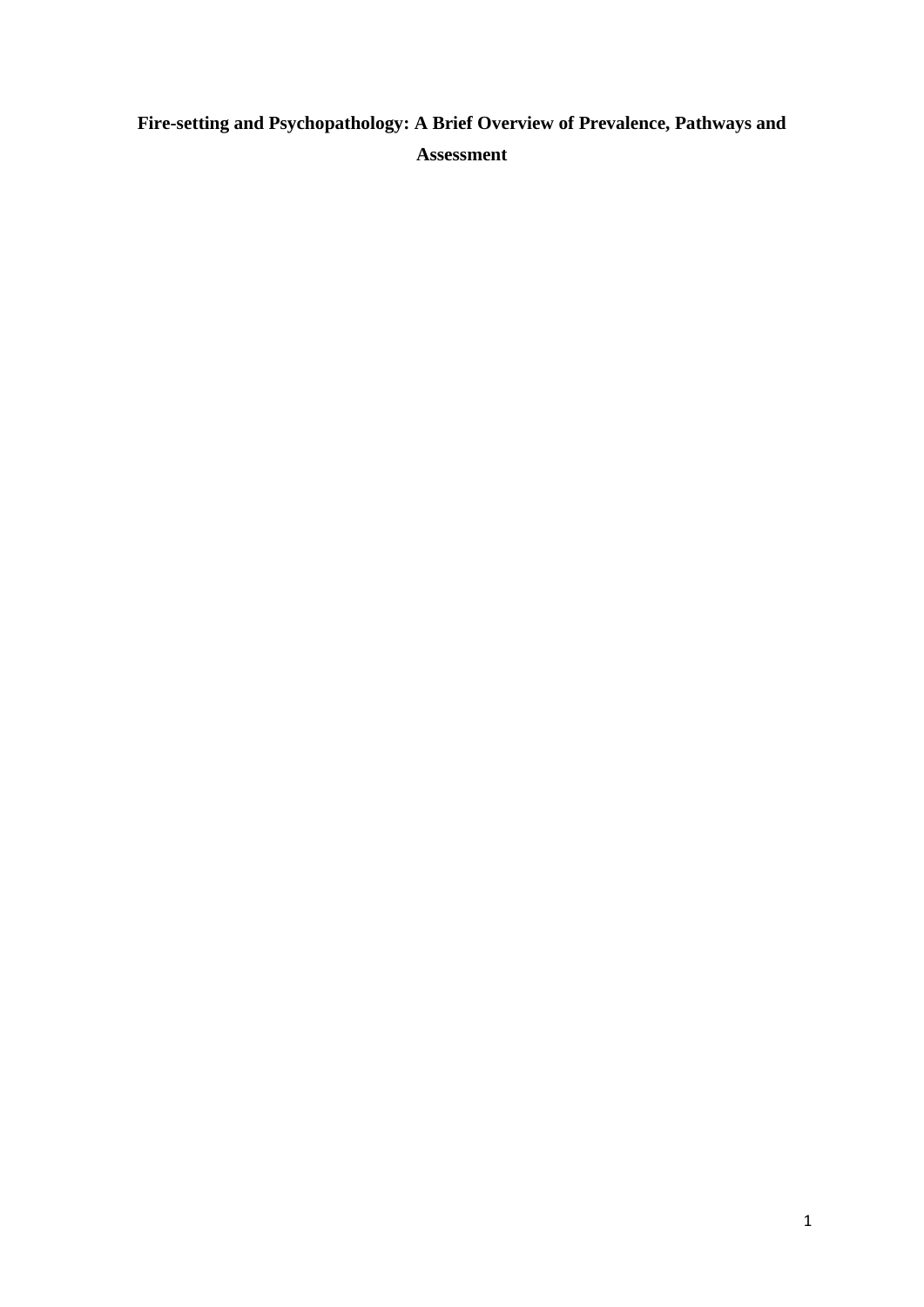**Fire-setting and Psychopathology: A Brief Overview of Prevalence, Pathways and Assessment**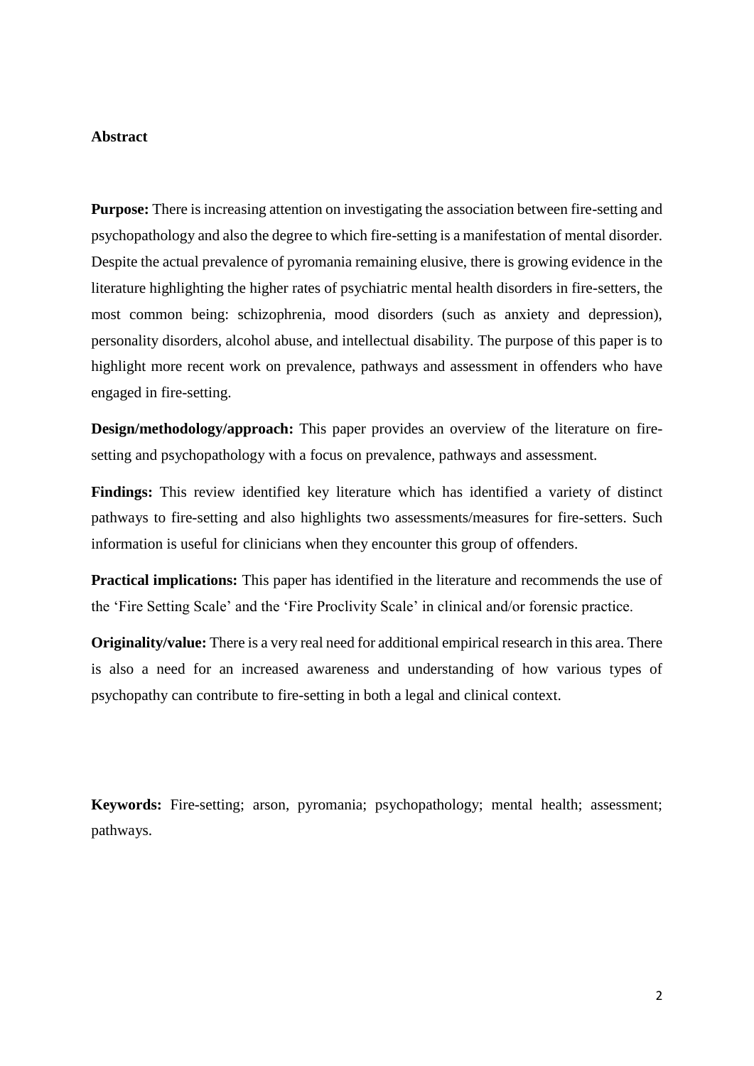**Abstract**

**Purpose:** There is increasing attention on investigating the association between fire-setting and psychopathology and also the degree to which fire-setting is a manifestation of mental disorder. Despite the actual prevalence of pyromania remaining elusive, there is growing evidence in the literature highlighting the higher rates of psychiatric mental health disorders in fire-setters, the most common being: schizophrenia, mood disorders (such as anxiety and depression), personality disorders, alcohol abuse, and intellectual disability. The purpose of this paper is to highlight more recent work on prevalence, pathways and assessment in offenders who have engaged in fire-setting.

**Design/methodology/approach:** This paper provides an overview of the literature on fire-setting and psychopathology with a focus on prevalence, pathways and assessment.

**Findings:** This review identified key literature which has identified a variety of distinct pathways to fire-setting and also highlights two assessments/measures for fire-setters. Such information is useful for clinicians when they encounter this group of offenders.

**Practical implications:** This paper has identified in the literature and recommends the use of the 'Fire Setting Scale' and the 'Fire Proclivity Scale' in clinical and/or forensic practice.

**Originality/value:** There is a very real need for additional empirical research in this area. There is also a need for an increased awareness and understanding of how various types of psychopathy can contribute to fire-setting in both a legal and clinical context.

**Keywords:** Fire-setting; arson, pyromania; psychopathology; mental health; assessment; pathways.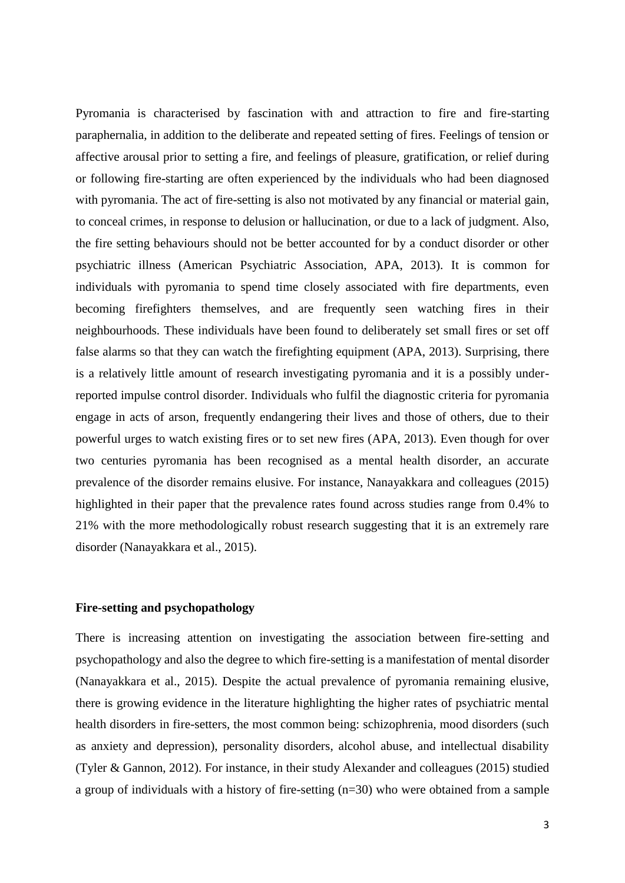Pyromania is characterised by fascination with and attraction to fire and fire-starting paraphernalia, in addition to the deliberate and repeated setting of fires. Feelings of tension or affective arousal prior to setting a fire, and feelings of pleasure, gratification, or relief during or following fire-starting are often experienced by the individuals who had been diagnosed with pyromania. The act of fire-setting is also not motivated by any financial or material gain, to conceal crimes, in response to delusion or hallucination, or due to a lack of judgment. Also, the fire setting behaviours should not be better accounted for by a conduct disorder or other psychiatric illness (American Psychiatric Association, APA, 2013). It is common for individuals with pyromania to spend time closely associated with fire departments, even becoming firefighters themselves, and are frequently seen watching fires in their neighbourhoods. These individuals have been found to deliberately set small fires or set off false alarms so that they can watch the firefighting equipment (APA, 2013). Surprising, there is a relatively little amount of research investigating pyromania and it is a possibly under-reported impulse control disorder. Individuals who fulfil the diagnostic criteria for pyromania engage in acts of arson, frequently endangering their lives and those of others, due to their powerful urges to watch existing fires or to set new fires (APA, 2013). Even though for over two centuries pyromania has been recognised as a mental health disorder, an accurate prevalence of the disorder remains elusive. For instance, Nanayakkara and colleagues (2015) highlighted in their paper that the prevalence rates found across studies range from 0.4% to 21% with the more methodologically robust research suggesting that it is an extremely rare disorder (Nanayakkara et al., 2015).

## Fire-setting and psychopathology

There is increasing attention on investigating the association between fire-setting and psychopathology and also the degree to which fire-setting is a manifestation of mental disorder (Nanayakkara et al., 2015). Despite the actual prevalence of pyromania remaining elusive, there is growing evidence in the literature highlighting the higher rates of psychiatric mental health disorders in fire-setters, the most common being: schizophrenia, mood disorders (such as anxiety and depression), personality disorders, alcohol abuse, and intellectual disability (Tyler & Gannon, 2012). For instance, in their study Alexander and colleagues (2015) studied a group of individuals with a history of fire-setting (n=30) who were obtained from a sample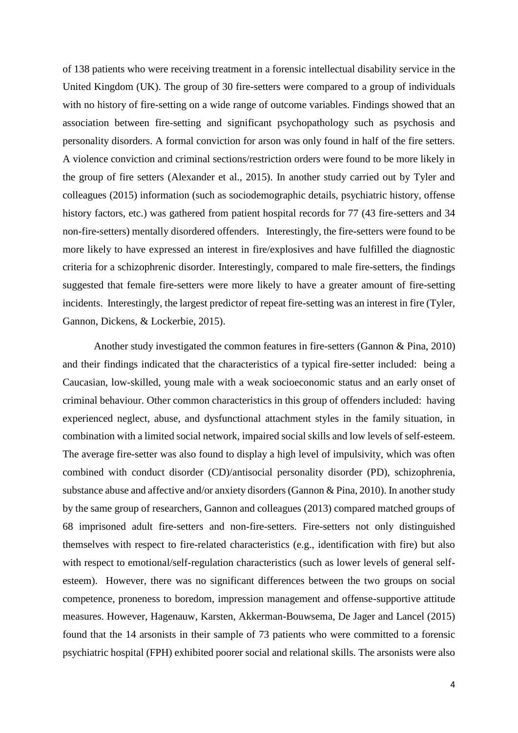of 138 patients who were receiving treatment in a forensic intellectual disability service in the United Kingdom (UK). The group of 30 fire-setters were compared to a group of individuals with no history of fire-setting on a wide range of outcome variables. Findings showed that an association between fire-setting and significant psychopathology such as psychosis and personality disorders. A formal conviction for arson was only found in half of the fire setters. A violence conviction and criminal sections/restriction orders were found to be more likely in the group of fire setters (Alexander et al., 2015). In another study carried out by Tyler and colleagues (2015) information (such as sociodemographic details, psychiatric history, offense history factors, etc.) was gathered from patient hospital records for 77 (43 fire-setters and 34 non-fire-setters) mentally disordered offenders. Interestingly, the fire-setters were found to be more likely to have expressed an interest in fire/explosives and have fulfilled the diagnostic criteria for a schizophrenic disorder. Interestingly, compared to male fire-setters, the findings suggested that female fire-setters were more likely to have a greater amount of fire-setting incidents. Interestingly, the largest predictor of repeat fire-setting was an interest in fire (Tyler, Gannon, Dickens, & Lockerbie, 2015).

Another study investigated the common features in fire-setters (Gannon & Pina, 2010) and their findings indicated that the characteristics of a typical fire-setter included: being a Caucasian, low-skilled, young male with a weak socioeconomic status and an early onset of criminal behaviour. Other common characteristics in this group of offenders included: having experienced neglect, abuse, and dysfunctional attachment styles in the family situation, in combination with a limited social network, impaired social skills and low levels of self-esteem. The average fire-setter was also found to display a high level of impulsivity, which was often combined with conduct disorder (CD)/antisocial personality disorder (PD), schizophrenia, substance abuse and affective and/or anxiety disorders (Gannon & Pina, 2010). In another study by the same group of researchers, Gannon and colleagues (2013) compared matched groups of 68 imprisoned adult fire-setters and non-fire-setters. Fire-setters not only distinguished themselves with respect to fire-related characteristics (e.g., identification with fire) but also with respect to emotional/self-regulation characteristics (such as lower levels of general self-esteem). However, there was no significant differences between the two groups on social competence, proneness to boredom, impression management and offense-supportive attitude measures. However, Hagenauw, Karsten, Akkerman-Bouwsema, De Jager and Lancel (2015) found that the 14 arsonists in their sample of 73 patients who were committed to a forensic psychiatric hospital (FPH) exhibited poorer social and relational skills. The arsonists were also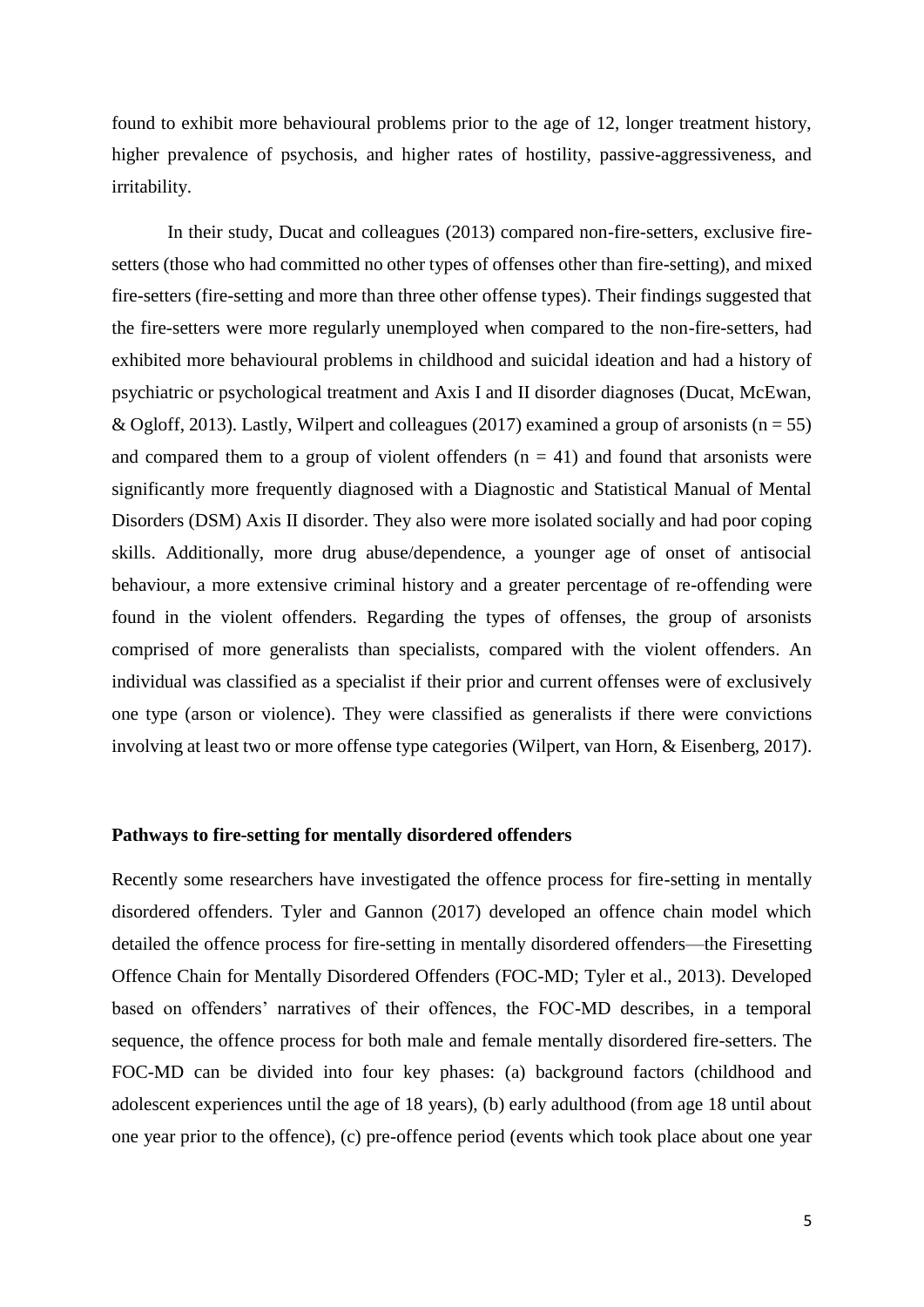found to exhibit more behavioural problems prior to the age of 12, longer treatment history, higher prevalence of psychosis, and higher rates of hostility, passive-aggressiveness, and irritability.

In their study, Ducat and colleagues (2013) compared non-fire-setters, exclusive fire-setters (those who had committed no other types of offenses other than fire-setting), and mixed fire-setters (fire-setting and more than three other offense types). Their findings suggested that the fire-setters were more regularly unemployed when compared to the non-fire-setters, had exhibited more behavioural problems in childhood and suicidal ideation and had a history of psychiatric or psychological treatment and Axis I and II disorder diagnoses (Ducat, McEwan, & Ogloff, 2013). Lastly, Wilpert and colleagues (2017) examined a group of arsonists ($n = 55$) and compared them to a group of violent offenders ($n = 41$) and found that arsonists were significantly more frequently diagnosed with a Diagnostic and Statistical Manual of Mental Disorders (DSM) Axis II disorder. They also were more isolated socially and had poor coping skills. Additionally, more drug abuse/dependence, a younger age of onset of antisocial behaviour, a more extensive criminal history and a greater percentage of re-offending were found in the violent offenders. Regarding the types of offenses, the group of arsonists comprised of more generalists than specialists, compared with the violent offenders. An individual was classified as a specialist if their prior and current offenses were of exclusively one type (arson or violence). They were classified as generalists if there were convictions involving at least two or more offense type categories (Wilpert, van Horn, & Eisenberg, 2017).

### Pathways to fire-setting for mentally disordered offenders

Recently some researchers have investigated the offence process for fire-setting in mentally disordered offenders. Tyler and Gannon (2017) developed an offence chain model which detailed the offence process for fire-setting in mentally disordered offenders—the Firesetting Offence Chain for Mentally Disordered Offenders (FOC-MD; Tyler et al., 2013). Developed based on offenders' narratives of their offences, the FOC-MD describes, in a temporal sequence, the offence process for both male and female mentally disordered fire-setters. The FOC-MD can be divided into four key phases: (a) background factors (childhood and adolescent experiences until the age of 18 years), (b) early adulthood (from age 18 until about one year prior to the offence), (c) pre-offence period (events which took place about one year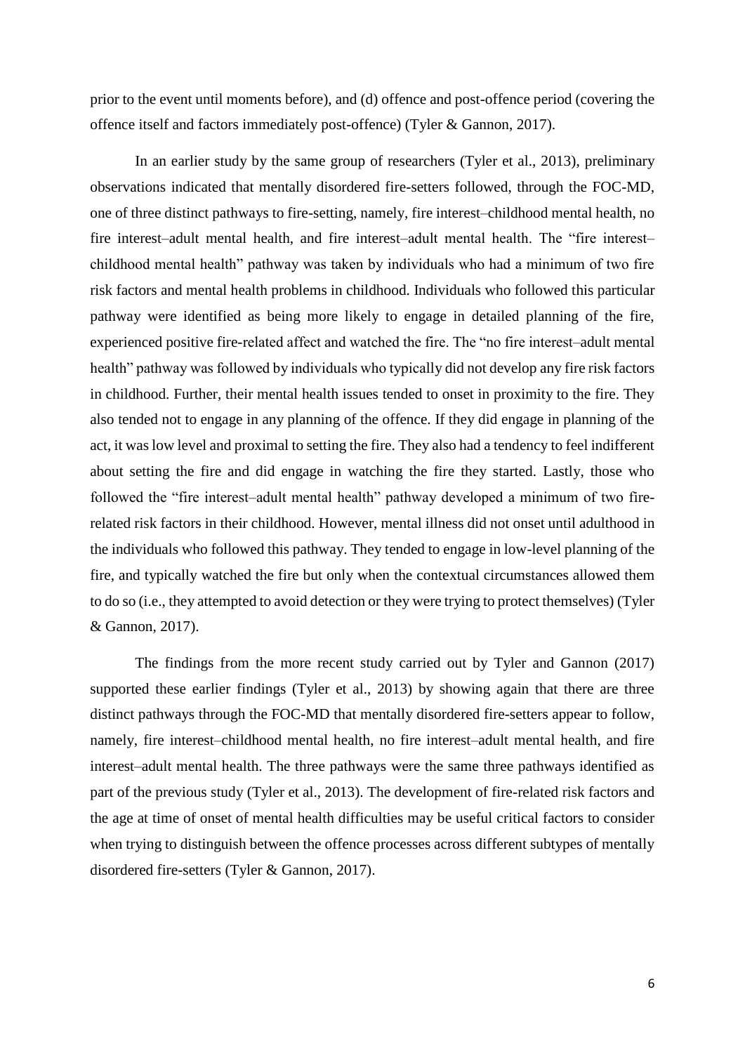prior to the event until moments before), and (d) offence and post-offence period (covering the offence itself and factors immediately post-offence) (Tyler & Gannon, 2017).

In an earlier study by the same group of researchers (Tyler et al., 2013), preliminary observations indicated that mentally disordered fire-setters followed, through the FOC-MD, one of three distinct pathways to fire-setting, namely, fire interest–childhood mental health, no fire interest–adult mental health, and fire interest–adult mental health. The "fire interest–childhood mental health" pathway was taken by individuals who had a minimum of two fire risk factors and mental health problems in childhood. Individuals who followed this particular pathway were identified as being more likely to engage in detailed planning of the fire, experienced positive fire-related affect and watched the fire. The "no fire interest–adult mental health" pathway was followed by individuals who typically did not develop any fire risk factors in childhood. Further, their mental health issues tended to onset in proximity to the fire. They also tended not to engage in any planning of the offence. If they did engage in planning of the act, it was low level and proximal to setting the fire. They also had a tendency to feel indifferent about setting the fire and did engage in watching the fire they started. Lastly, those who followed the "fire interest–adult mental health" pathway developed a minimum of two fire-related risk factors in their childhood. However, mental illness did not onset until adulthood in the individuals who followed this pathway. They tended to engage in low-level planning of the fire, and typically watched the fire but only when the contextual circumstances allowed them to do so (i.e., they attempted to avoid detection or they were trying to protect themselves) (Tyler & Gannon, 2017).

The findings from the more recent study carried out by Tyler and Gannon (2017) supported these earlier findings (Tyler et al., 2013) by showing again that there are three distinct pathways through the FOC-MD that mentally disordered fire-setters appear to follow, namely, fire interest–childhood mental health, no fire interest–adult mental health, and fire interest–adult mental health. The three pathways were the same three pathways identified as part of the previous study (Tyler et al., 2013). The development of fire-related risk factors and the age at time of onset of mental health difficulties may be useful critical factors to consider when trying to distinguish between the offence processes across different subtypes of mentally disordered fire-setters (Tyler & Gannon, 2017).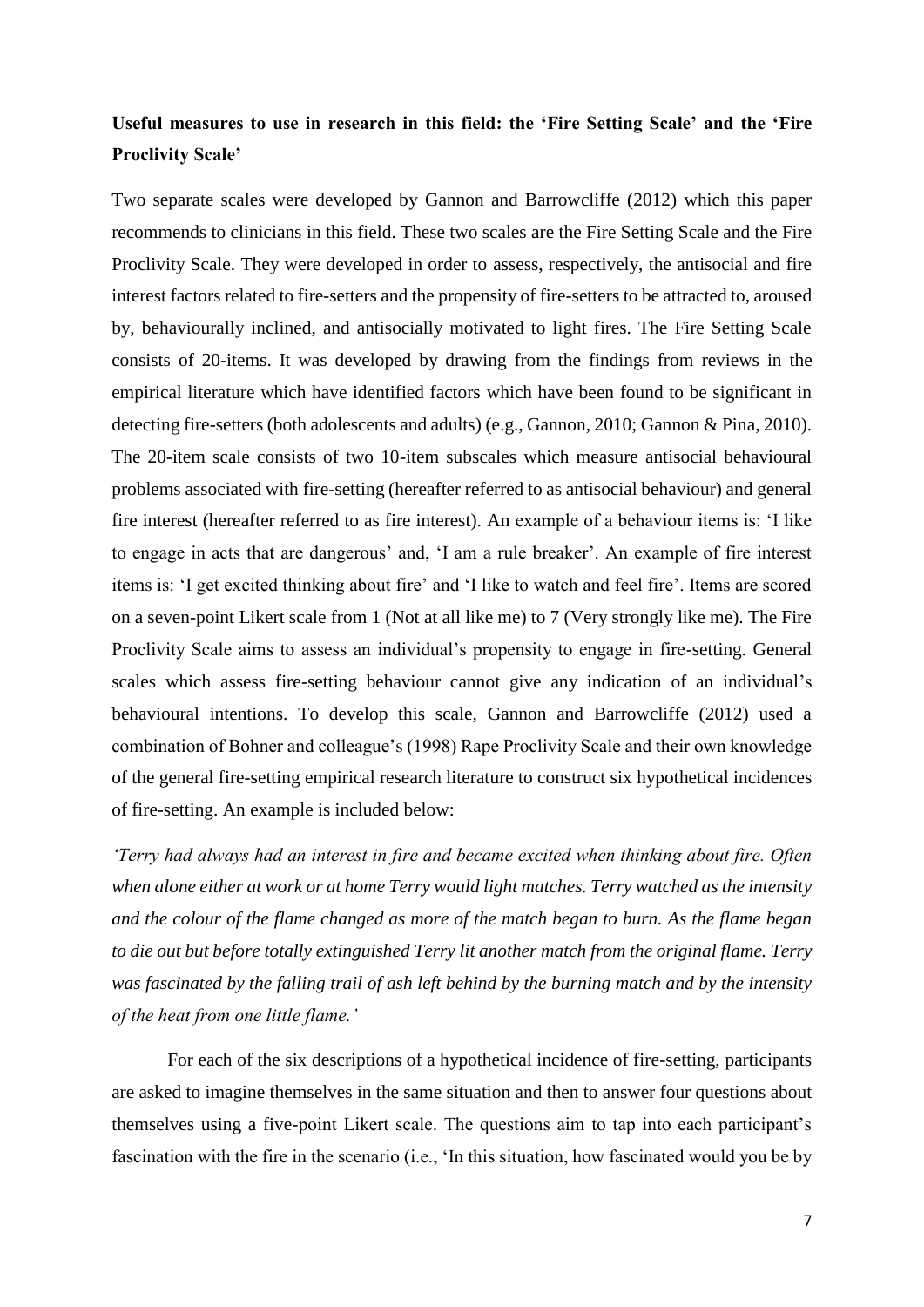**Useful measures to use in research in this field: the 'Fire Setting Scale' and the 'Fire Proclivity Scale'**

Two separate scales were developed by Gannon and Barrowcliffe (2012) which this paper recommends to clinicians in this field. These two scales are the Fire Setting Scale and the Fire Proclivity Scale. They were developed in order to assess, respectively, the antisocial and fire interest factors related to fire-setters and the propensity of fire-setters to be attracted to, aroused by, behaviourally inclined, and antisocially motivated to light fires. The Fire Setting Scale consists of 20-items. It was developed by drawing from the findings from reviews in the empirical literature which have identified factors which have been found to be significant in detecting fire-setters (both adolescents and adults) (e.g., Gannon, 2010; Gannon & Pina, 2010). The 20-item scale consists of two 10-item subscales which measure antisocial behavioural problems associated with fire-setting (hereafter referred to as antisocial behaviour) and general fire interest (hereafter referred to as fire interest). An example of a behaviour items is: 'I like to engage in acts that are dangerous' and, 'I am a rule breaker'. An example of fire interest items is: 'I get excited thinking about fire' and 'I like to watch and feel fire'. Items are scored on a seven-point Likert scale from 1 (Not at all like me) to 7 (Very strongly like me). The Fire Proclivity Scale aims to assess an individual's propensity to engage in fire-setting. General scales which assess fire-setting behaviour cannot give any indication of an individual's behavioural intentions. To develop this scale, Gannon and Barrowcliffe (2012) used a combination of Bohner and colleague's (1998) Rape Proclivity Scale and their own knowledge of the general fire-setting empirical research literature to construct six hypothetical incidences of fire-setting. An example is included below:

*'Terry had always had an interest in fire and became excited when thinking about fire. Often when alone either at work or at home Terry would light matches. Terry watched as the intensity and the colour of the flame changed as more of the match began to burn. As the flame began to die out but before totally extinguished Terry lit another match from the original flame. Terry was fascinated by the falling trail of ash left behind by the burning match and by the intensity of the heat from one little flame.'*

For each of the six descriptions of a hypothetical incidence of fire-setting, participants are asked to imagine themselves in the same situation and then to answer four questions about themselves using a five-point Likert scale. The questions aim to tap into each participant's fascination with the fire in the scenario (i.e., 'In this situation, how fascinated would you be by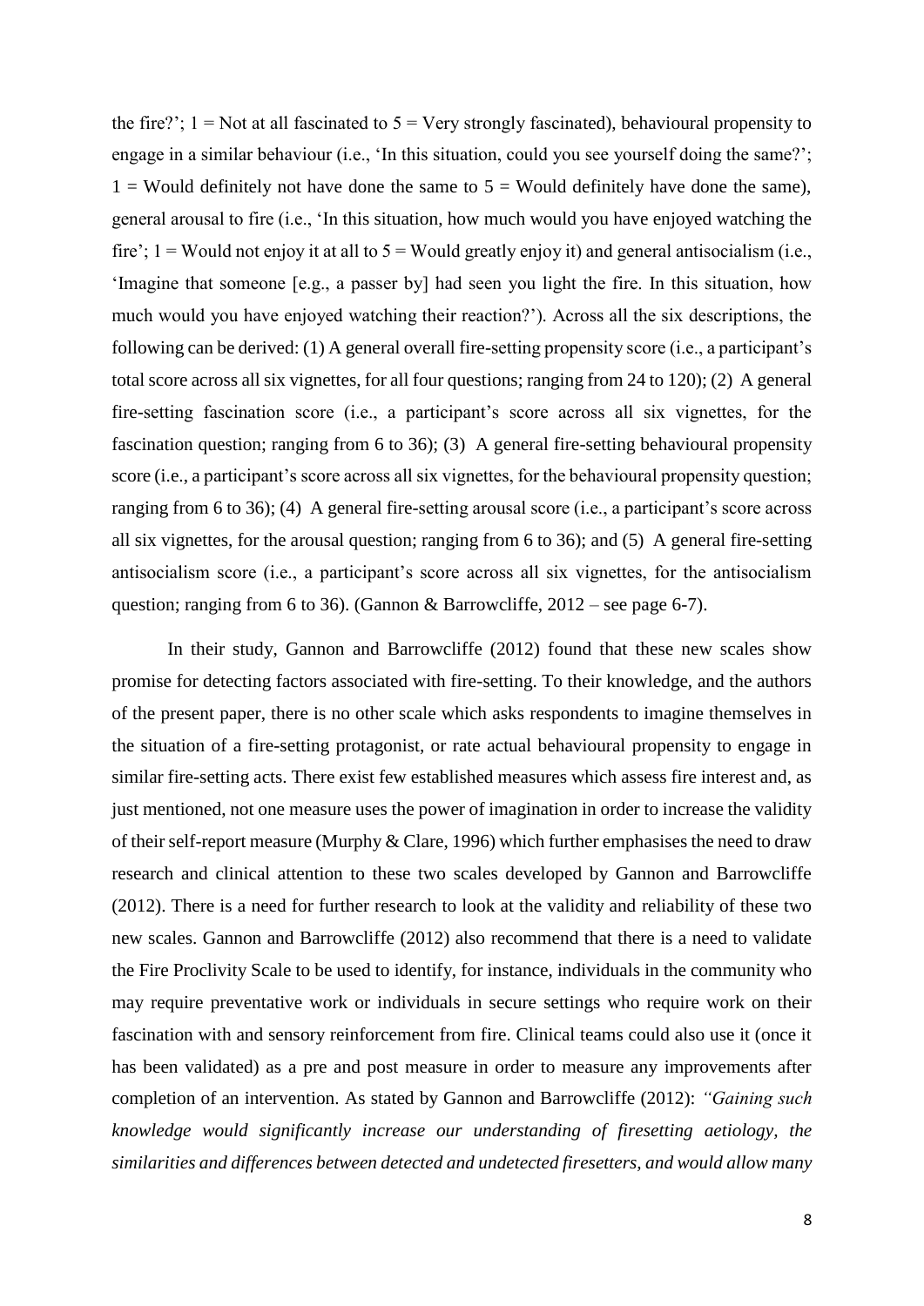the fire?'; 1 = Not at all fascinated to 5 = Very strongly fascinated), behavioural propensity to engage in a similar behaviour (i.e., 'In this situation, could you see yourself doing the same?'; 1 = Would definitely not have done the same to 5 = Would definitely have done the same), general arousal to fire (i.e., 'In this situation, how much would you have enjoyed watching the fire'; 1 = Would not enjoy it at all to 5 = Would greatly enjoy it) and general antisocialism (i.e., 'Imagine that someone [e.g., a passer by] had seen you light the fire. In this situation, how much would you have enjoyed watching their reaction?'). Across all the six descriptions, the following can be derived: (1) A general overall fire-setting propensity score (i.e., a participant's total score across all six vignettes, for all four questions; ranging from 24 to 120); (2) A general fire-setting fascination score (i.e., a participant's score across all six vignettes, for the fascination question; ranging from 6 to 36); (3) A general fire-setting behavioural propensity score (i.e., a participant's score across all six vignettes, for the behavioural propensity question; ranging from 6 to 36); (4) A general fire-setting arousal score (i.e., a participant's score across all six vignettes, for the arousal question; ranging from 6 to 36); and (5) A general fire-setting antisocialism score (i.e., a participant's score across all six vignettes, for the antisocialism question; ranging from 6 to 36). (Gannon & Barrowcliffe, 2012 – see page 6-7).

In their study, Gannon and Barrowcliffe (2012) found that these new scales show promise for detecting factors associated with fire-setting. To their knowledge, and the authors of the present paper, there is no other scale which asks respondents to imagine themselves in the situation of a fire-setting protagonist, or rate actual behavioural propensity to engage in similar fire-setting acts. There exist few established measures which assess fire interest and, as just mentioned, not one measure uses the power of imagination in order to increase the validity of their self-report measure (Murphy & Clare, 1996) which further emphasises the need to draw research and clinical attention to these two scales developed by Gannon and Barrowcliffe (2012). There is a need for further research to look at the validity and reliability of these two new scales. Gannon and Barrowcliffe (2012) also recommend that there is a need to validate the Fire Proclivity Scale to be used to identify, for instance, individuals in the community who may require preventative work or individuals in secure settings who require work on their fascination with and sensory reinforcement from fire. Clinical teams could also use it (once it has been validated) as a pre and post measure in order to measure any improvements after completion of an intervention. As stated by Gannon and Barrowcliffe (2012): *"Gaining such knowledge would significantly increase our understanding of firesetting aetiology, the similarities and differences between detected and undetected firesetters, and would allow many*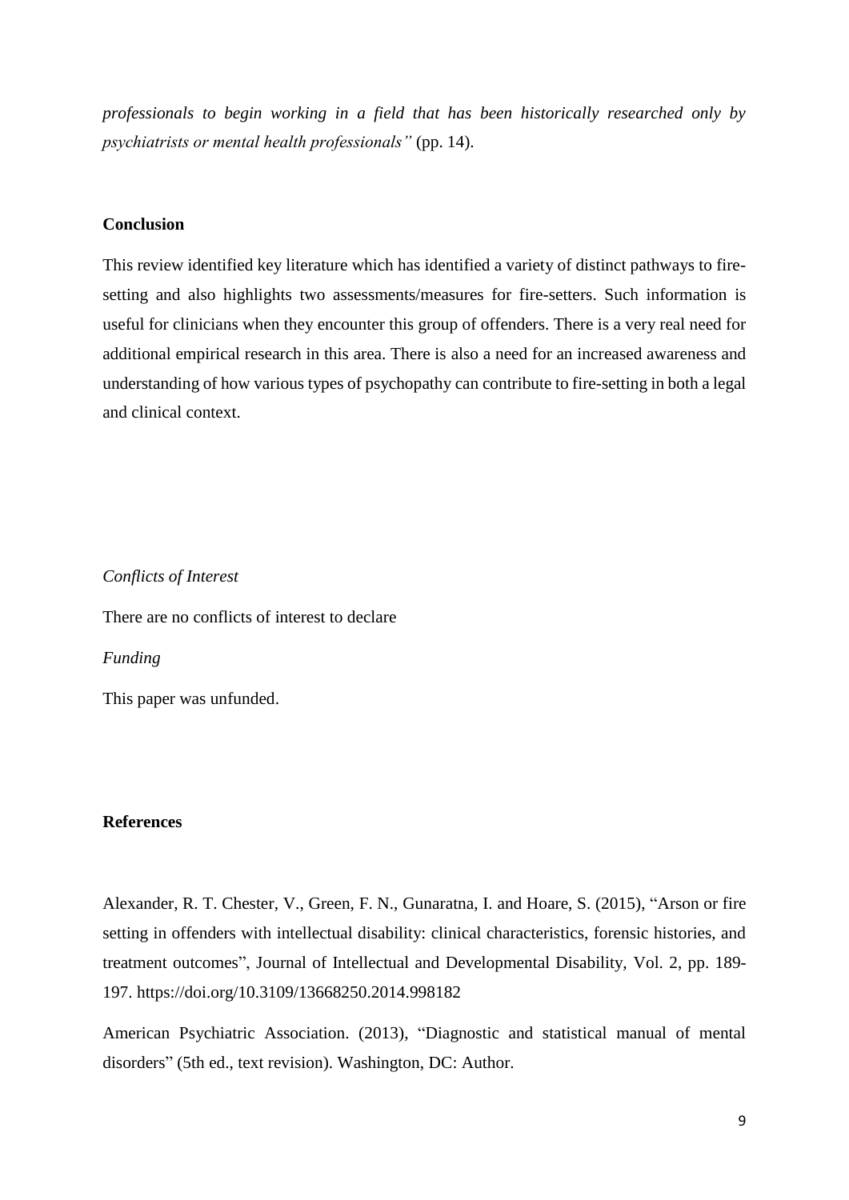*professionals to begin working in a field that has been historically researched only by psychiatrists or mental health professionals"* (pp. 14).

## Conclusion

This review identified key literature which has identified a variety of distinct pathways to fire-setting and also highlights two assessments/measures for fire-setters. Such information is useful for clinicians when they encounter this group of offenders. There is a very real need for additional empirical research in this area. There is also a need for an increased awareness and understanding of how various types of psychopathy can contribute to fire-setting in both a legal and clinical context.

*Conflicts of Interest*

There are no conflicts of interest to declare

*Funding*

This paper was unfunded.

## References

Alexander, R. T. Chester, V., Green, F. N., Gunaratna, I. and Hoare, S. (2015), "Arson or fire setting in offenders with intellectual disability: clinical characteristics, forensic histories, and treatment outcomes", Journal of Intellectual and Developmental Disability, Vol. 2, pp. 189-197. https://doi.org/10.3109/13668250.2014.998182

American Psychiatric Association. (2013), "Diagnostic and statistical manual of mental disorders" (5th ed., text revision). Washington, DC: Author.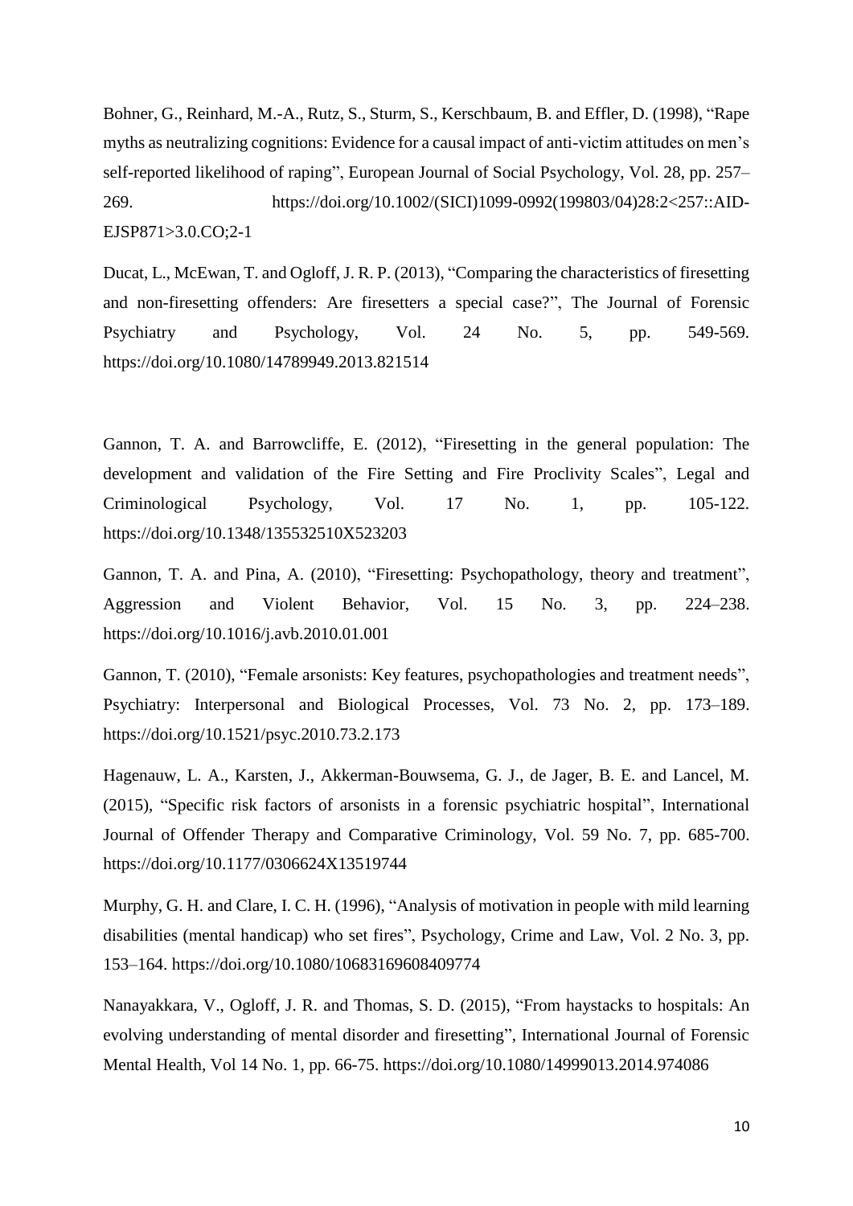Bohner, G., Reinhard, M.-A., Rutz, S., Sturm, S., Kerschbaum, B. and Effler, D. (1998), "Rape myths as neutralizing cognitions: Evidence for a causal impact of anti-victim attitudes on men's self-reported likelihood of raping", European Journal of Social Psychology, Vol. 28, pp. 257–269. https://doi.org/10.1002/(SICI)1099-0992(199803/04)28:2<257::AID-EJSP871>3.0.CO;2-1

Ducat, L., McEwan, T. and Ogloff, J. R. P. (2013), "Comparing the characteristics of firesetting and non-firesetting offenders: Are firesetters a special case?", The Journal of Forensic Psychiatry and Psychology, Vol. 24 No. 5, pp. 549-569. https://doi.org/10.1080/14789949.2013.821514

Gannon, T. A. and Barrowcliffe, E. (2012), "Firesetting in the general population: The development and validation of the Fire Setting and Fire Proclivity Scales", Legal and Criminological Psychology, Vol. 17 No. 1, pp. 105-122. https://doi.org/10.1348/135532510X523203

Gannon, T. A. and Pina, A. (2010), "Firesetting: Psychopathology, theory and treatment", Aggression and Violent Behavior, Vol. 15 No. 3, pp. 224–238. https://doi.org/10.1016/j.avb.2010.01.001

Gannon, T. (2010), "Female arsonists: Key features, psychopathologies and treatment needs", Psychiatry: Interpersonal and Biological Processes, Vol. 73 No. 2, pp. 173–189. https://doi.org/10.1521/psyc.2010.73.2.173

Hagenauw, L. A., Karsten, J., Akkerman-Bouwsema, G. J., de Jager, B. E. and Lancel, M. (2015), "Specific risk factors of arsonists in a forensic psychiatric hospital", International Journal of Offender Therapy and Comparative Criminology, Vol. 59 No. 7, pp. 685-700. https://doi.org/10.1177/0306624X13519744

Murphy, G. H. and Clare, I. C. H. (1996), "Analysis of motivation in people with mild learning disabilities (mental handicap) who set fires", Psychology, Crime and Law, Vol. 2 No. 3, pp. 153–164. https://doi.org/10.1080/10683169608409774

Nanayakkara, V., Ogloff, J. R. and Thomas, S. D. (2015), "From haystacks to hospitals: An evolving understanding of mental disorder and firesetting", International Journal of Forensic Mental Health, Vol 14 No. 1, pp. 66-75. https://doi.org/10.1080/14999013.2014.974086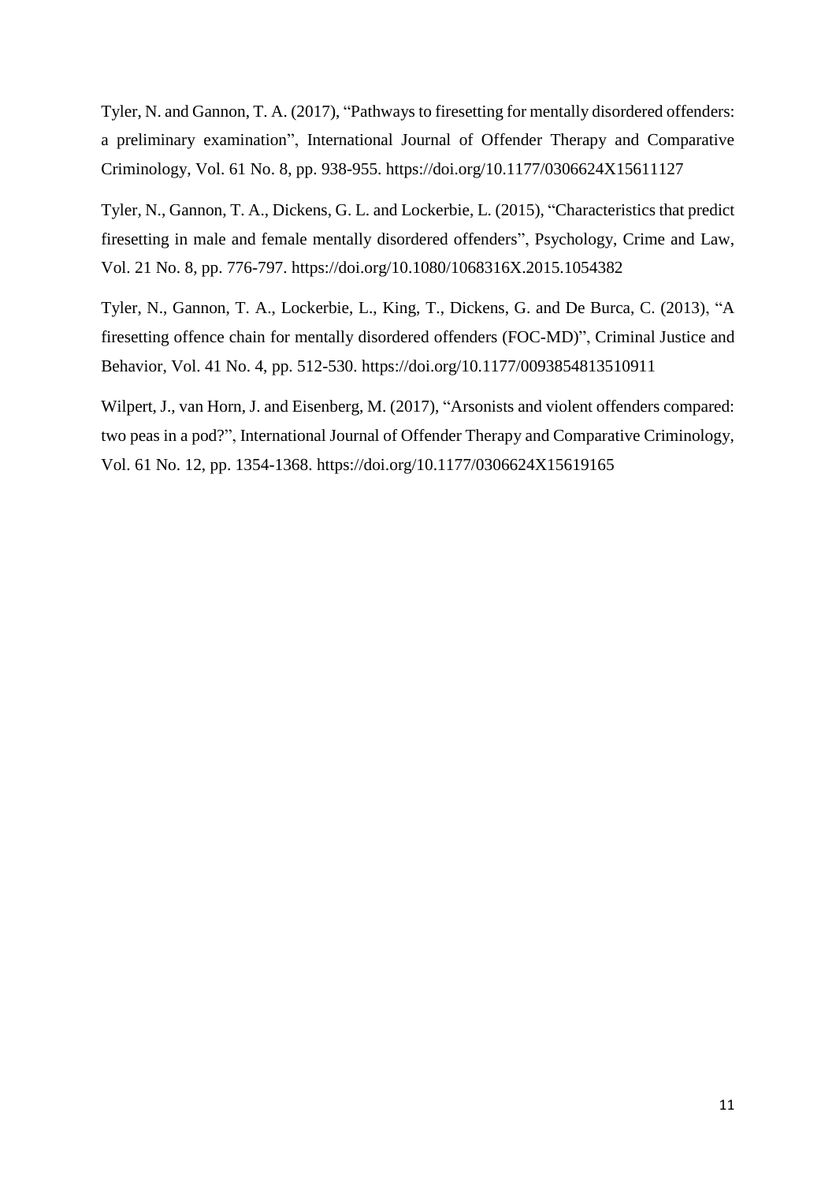Tyler, N. and Gannon, T. A. (2017), "Pathways to firesetting for mentally disordered offenders: a preliminary examination", International Journal of Offender Therapy and Comparative Criminology, Vol. 61 No. 8, pp. 938-955. https://doi.org/10.1177/0306624X15611127

Tyler, N., Gannon, T. A., Dickens, G. L. and Lockerbie, L. (2015), "Characteristics that predict firesetting in male and female mentally disordered offenders", Psychology, Crime and Law, Vol. 21 No. 8, pp. 776-797. https://doi.org/10.1080/1068316X.2015.1054382

Tyler, N., Gannon, T. A., Lockerbie, L., King, T., Dickens, G. and De Burca, C. (2013), "A firesetting offence chain for mentally disordered offenders (FOC-MD)", Criminal Justice and Behavior, Vol. 41 No. 4, pp. 512-530. https://doi.org/10.1177/0093854813510911

Wilpert, J., van Horn, J. and Eisenberg, M. (2017), "Arsonists and violent offenders compared: two peas in a pod?", International Journal of Offender Therapy and Comparative Criminology, Vol. 61 No. 12, pp. 1354-1368. https://doi.org/10.1177/0306624X15619165